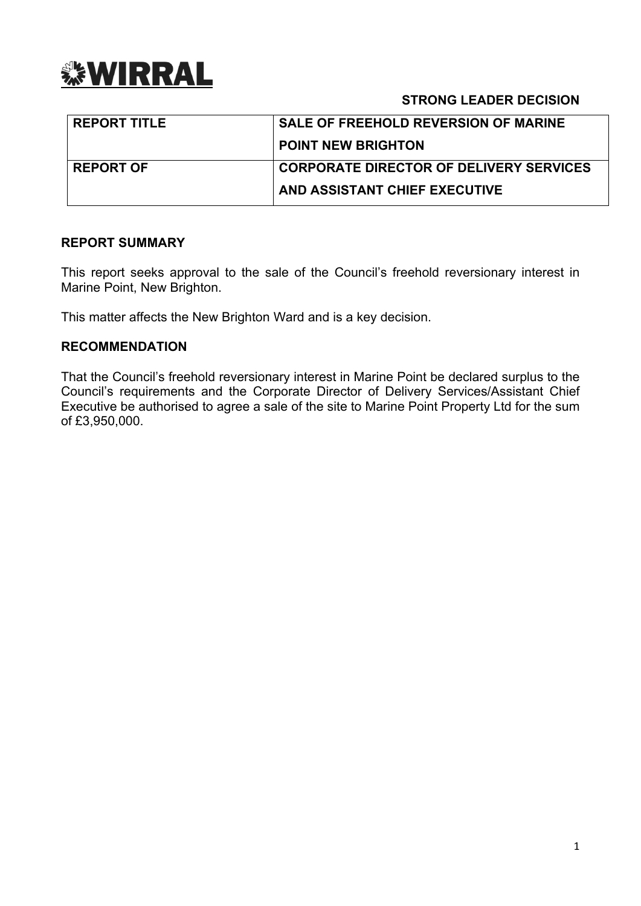WIRRAL

**STRONG LEADER DECISION**

| REPORT TITLE | SALE OF FREEHOLD REVERSION OF MARINE POINT NEW BRIGHTON |
|---|---|
| REPORT OF | CORPORATE DIRECTOR OF DELIVERY SERVICES AND ASSISTANT CHIEF EXECUTIVE |

## REPORT SUMMARY

This report seeks approval to the sale of the Council's freehold reversionary interest in Marine Point, New Brighton.

This matter affects the New Brighton Ward and is a key decision.

## RECOMMENDATION

That the Council's freehold reversionary interest in Marine Point be declared surplus to the Council's requirements and the Corporate Director of Delivery Services/Assistant Chief Executive be authorised to agree a sale of the site to Marine Point Property Ltd for the sum of £3,950,000.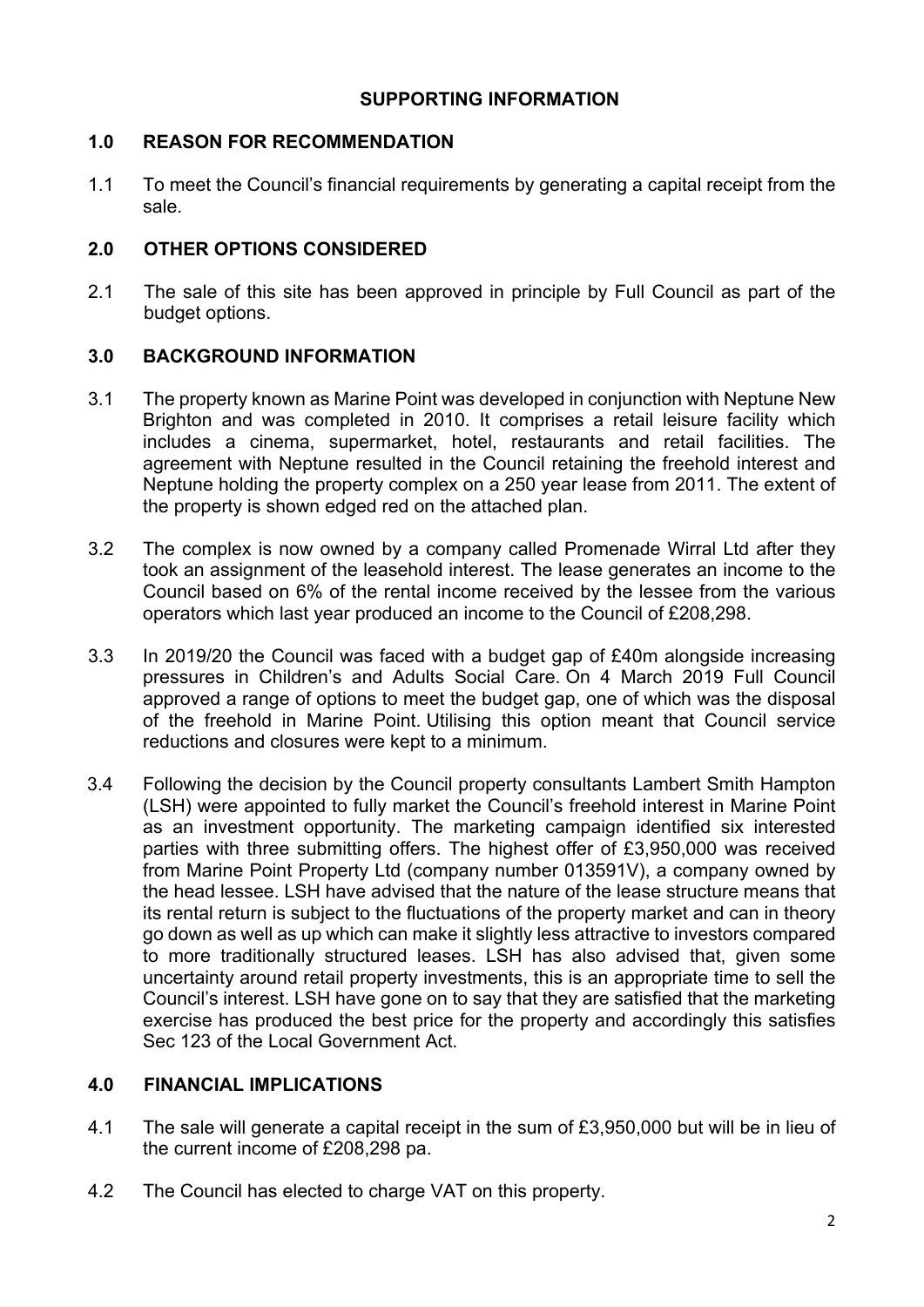## SUPPORTING INFORMATION

### 1.0 REASON FOR RECOMMENDATION

1.1 To meet the Council's financial requirements by generating a capital receipt from the sale.

### 2.0 OTHER OPTIONS CONSIDERED

2.1 The sale of this site has been approved in principle by Full Council as part of the budget options.

### 3.0 BACKGROUND INFORMATION

3.1 The property known as Marine Point was developed in conjunction with Neptune New Brighton and was completed in 2010. It comprises a retail leisure facility which includes a cinema, supermarket, hotel, restaurants and retail facilities. The agreement with Neptune resulted in the Council retaining the freehold interest and Neptune holding the property complex on a 250 year lease from 2011. The extent of the property is shown edged red on the attached plan.

3.2 The complex is now owned by a company called Promenade Wirral Ltd after they took an assignment of the leasehold interest. The lease generates an income to the Council based on 6% of the rental income received by the lessee from the various operators which last year produced an income to the Council of £208,298.

3.3 In 2019/20 the Council was faced with a budget gap of £40m alongside increasing pressures in Children's and Adults Social Care. On 4 March 2019 Full Council approved a range of options to meet the budget gap, one of which was the disposal of the freehold in Marine Point. Utilising this option meant that Council service reductions and closures were kept to a minimum.

3.4 Following the decision by the Council property consultants Lambert Smith Hampton (LSH) were appointed to fully market the Council's freehold interest in Marine Point as an investment opportunity. The marketing campaign identified six interested parties with three submitting offers. The highest offer of £3,950,000 was received from Marine Point Property Ltd (company number 013591V), a company owned by the head lessee. LSH have advised that the nature of the lease structure means that its rental return is subject to the fluctuations of the property market and can in theory go down as well as up which can make it slightly less attractive to investors compared to more traditionally structured leases. LSH has also advised that, given some uncertainty around retail property investments, this is an appropriate time to sell the Council's interest. LSH have gone on to say that they are satisfied that the marketing exercise has produced the best price for the property and accordingly this satisfies Sec 123 of the Local Government Act.

### 4.0 FINANCIAL IMPLICATIONS

4.1 The sale will generate a capital receipt in the sum of £3,950,000 but will be in lieu of the current income of £208,298 pa.

4.2 The Council has elected to charge VAT on this property.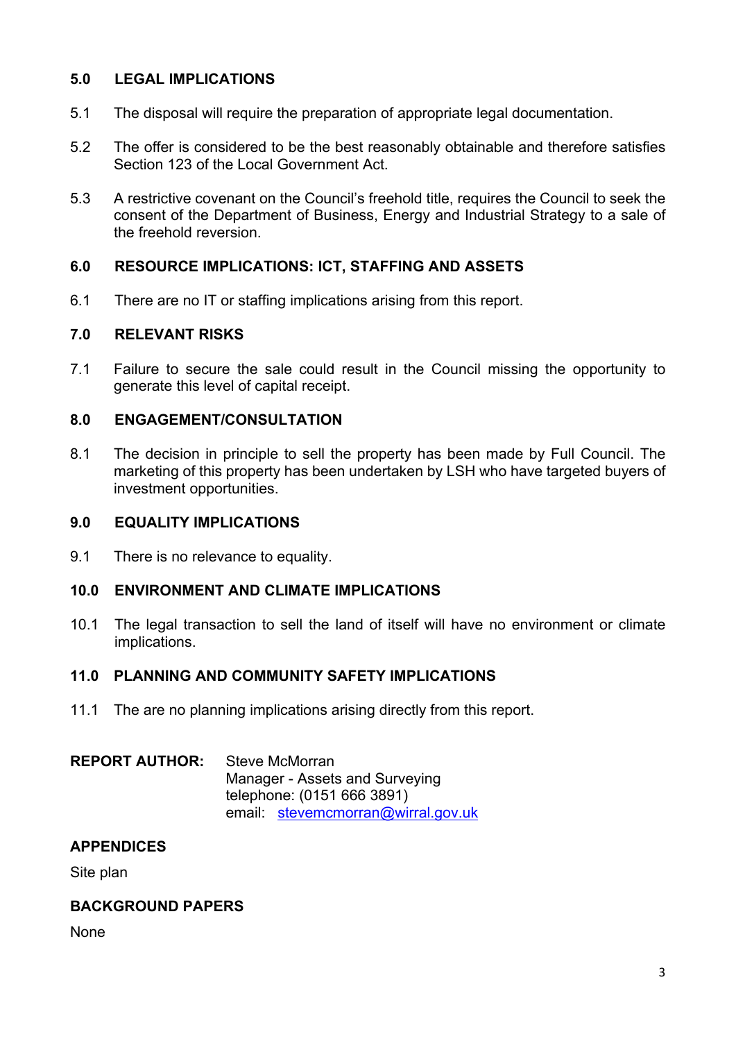## 5.0 LEGAL IMPLICATIONS

5.1 The disposal will require the preparation of appropriate legal documentation.

5.2 The offer is considered to be the best reasonably obtainable and therefore satisfies Section 123 of the Local Government Act.

5.3 A restrictive covenant on the Council's freehold title, requires the Council to seek the consent of the Department of Business, Energy and Industrial Strategy to a sale of the freehold reversion.

## 6.0 RESOURCE IMPLICATIONS: ICT, STAFFING AND ASSETS

6.1 There are no IT or staffing implications arising from this report.

## 7.0 RELEVANT RISKS

7.1 Failure to secure the sale could result in the Council missing the opportunity to generate this level of capital receipt.

## 8.0 ENGAGEMENT/CONSULTATION

8.1 The decision in principle to sell the property has been made by Full Council. The marketing of this property has been undertaken by LSH who have targeted buyers of investment opportunities.

## 9.0 EQUALITY IMPLICATIONS

9.1 There is no relevance to equality.

## 10.0 ENVIRONMENT AND CLIMATE IMPLICATIONS

10.1 The legal transaction to sell the land of itself will have no environment or climate implications.

## 11.0 PLANNING AND COMMUNITY SAFETY IMPLICATIONS

11.1 The are no planning implications arising directly from this report.

**REPORT AUTHOR:** Steve McMorran
Manager - Assets and Surveying
telephone: (0151 666 3891)
email: stevemcmorran@wirral.gov.uk

## APPENDICES

Site plan

## BACKGROUND PAPERS

None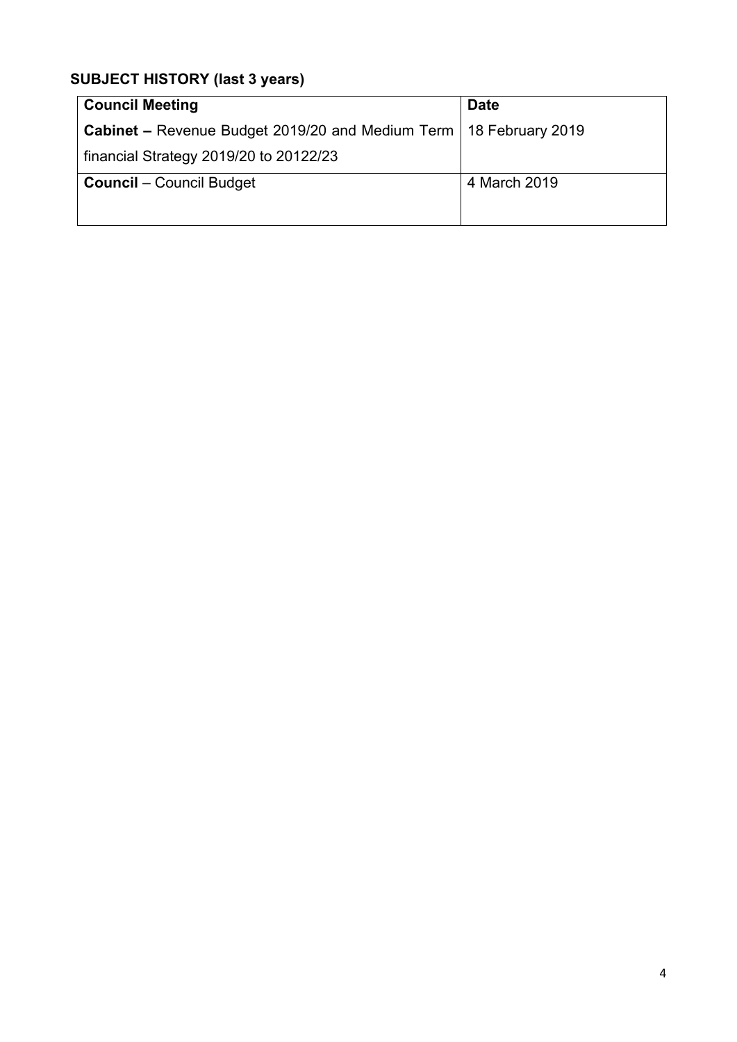**SUBJECT HISTORY (last 3 years)**

| Council Meeting | Date |
|---|---|
| **Cabinet –** Revenue Budget 2019/20 and Medium Term financial Strategy 2019/20 to 20122/23 | 18 February 2019 |
| **Council** – Council Budget | 4 March 2019 |